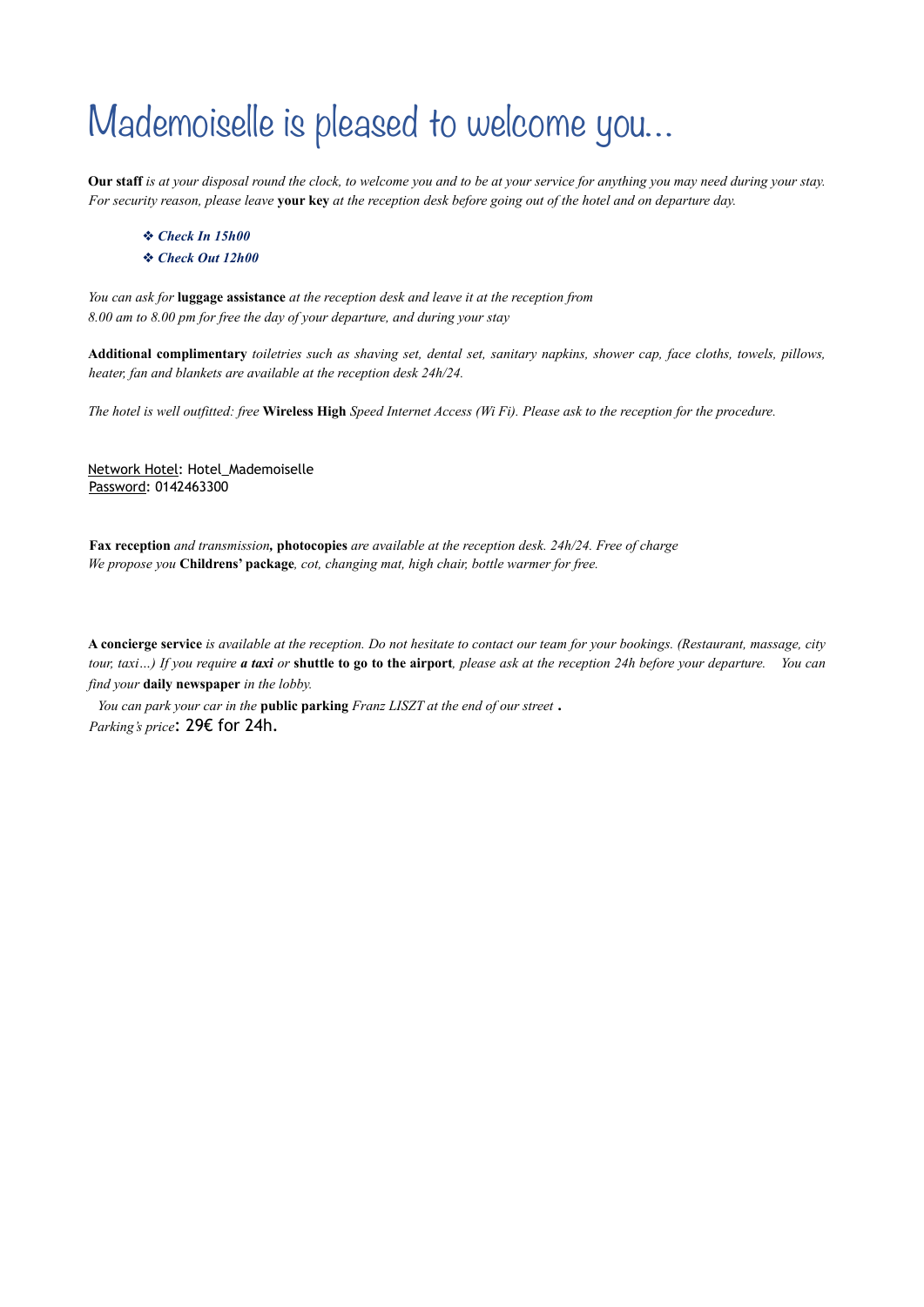# Mademoiselle is pleased to welcome you...

**Our staff** *is at your disposal round the clock, to welcome you and to be at your service for anything you may need during your stay. For security reason, please leave* **your key** *at the reception desk before going out of the hotel and on departure day.*

- ***Check In 15h00***
- ***Check Out 12h00***

*You can ask for* **luggage assistance** *at the reception desk and leave it at the reception from 8.00 am to 8.00 pm for free the day of your departure, and during your stay*

**Additional complimentary** *toiletries such as shaving set, dental set, sanitary napkins, shower cap, face cloths, towels, pillows, heater, fan and blankets are available at the reception desk 24h/24.*

*The hotel is well outfitted: free* **Wireless High** *Speed Internet Access (Wi Fi). Please ask to the reception for the procedure.*

Network Hotel: Hotel_Mademoiselle
Password: 0142463300

**Fax reception** *and transmission,* **photocopies** *are available at the reception desk. 24h/24. Free of charge*
*We propose you* **Childrens' package***, cot, changing mat, high chair, bottle warmer for free.*

**A concierge service** *is available at the reception. Do not hesitate to contact our team for your bookings. (Restaurant, massage, city tour, taxi…) If you require* ***a taxi*** *or* **shuttle to go to the airport***, please ask at the reception 24h before your departure. You can find your* **daily newspaper** *in the lobby.*

*You can park your car in the* **public parking** *Franz LISZT at the end of our street* **.**
*Parking's price*: 29€ for 24h.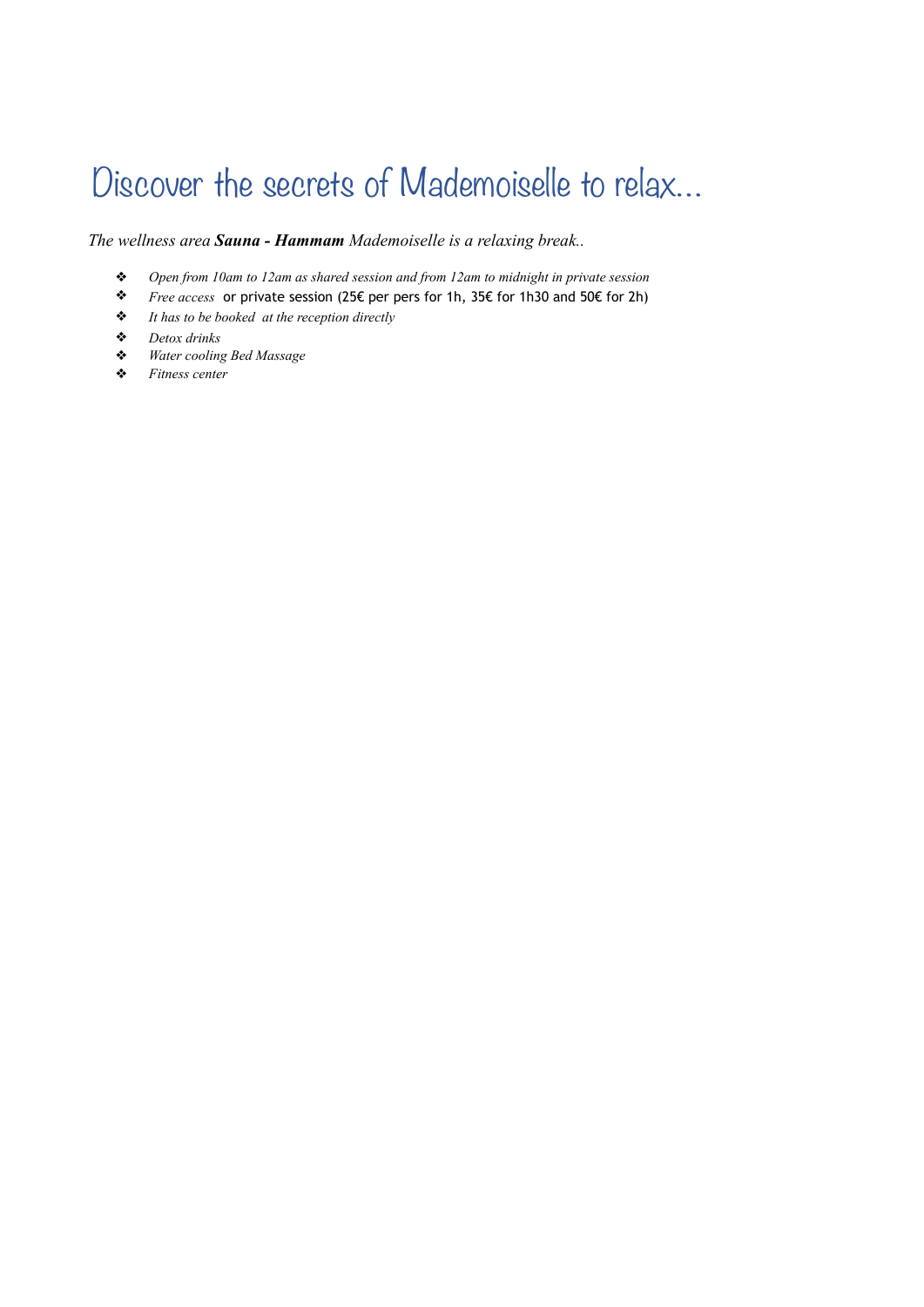# Discover the secrets of Mademoiselle to relax...

*The wellness area **Sauna - Hammam** Mademoiselle is a relaxing break..*

- *Open from 10am to 12am as shared session and from 12am to midnight in private session*
- *Free access* or private session (25€ per pers for 1h, 35€ for 1h30 and 50€ for 2h)
- *It has to be booked at the reception directly*
- *Detox drinks*
- *Water cooling Bed Massage*
- *Fitness center*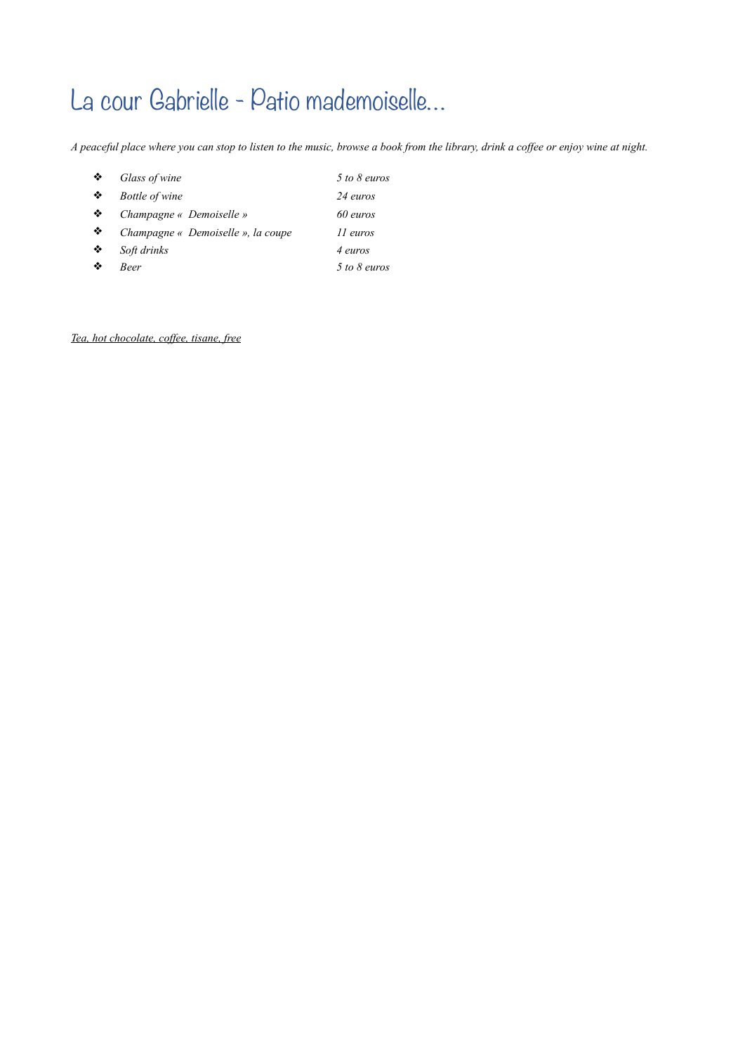# La cour Gabrielle - Patio mademoiselle...

*A peaceful place where you can stop to listen to the music, browse a book from the library, drink a coffee or enjoy wine at night.*

- *Glass of wine* — *5 to 8 euros*
- *Bottle of wine* — *24 euros*
- *Champagne « Demoiselle »* — *60 euros*
- *Champagne « Demoiselle », la coupe* — *11 euros*
- *Soft drinks* — *4 euros*
- *Beer* — *5 to 8 euros*

<u>*Tea, hot chocolate, coffee, tisane, free*</u>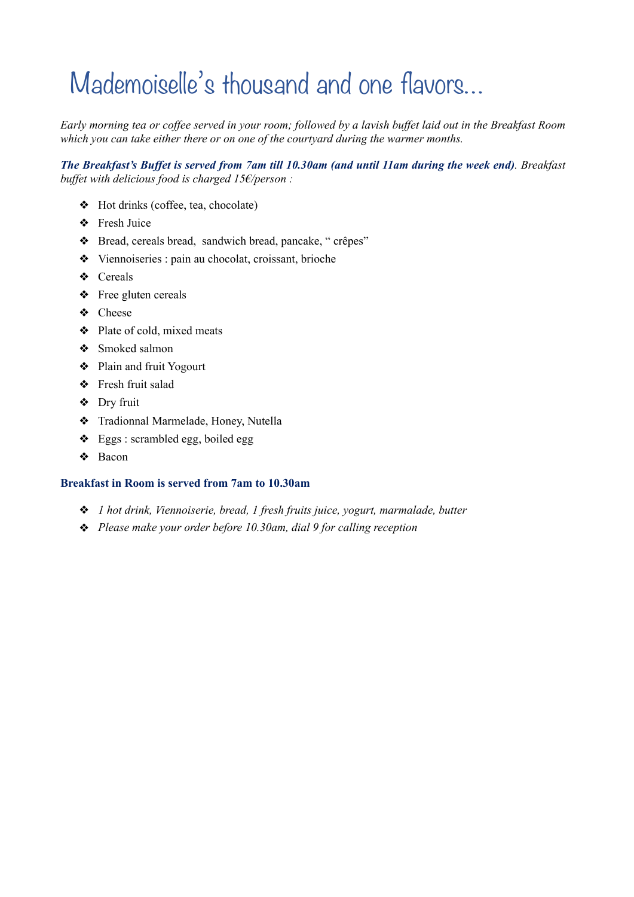# Mademoiselle's thousand and one flavors...

*Early morning tea or coffee served in your room; followed by a lavish buffet laid out in the Breakfast Room which you can take either there or on one of the courtyard during the warmer months.*

***The Breakfast's Buffet is served from 7am till 10.30am (and until 11am during the week end)****. Breakfast buffet with delicious food is charged 15€/person :*

- Hot drinks (coffee, tea, chocolate)
- Fresh Juice
- Bread, cereals bread,  sandwich bread, pancake, " crêpes"
- Viennoiseries : pain au chocolat, croissant, brioche
- Cereals
- Free gluten cereals
- Cheese
- Plate of cold, mixed meats
- Smoked salmon
- Plain and fruit Yogourt
- Fresh fruit salad
- Dry fruit
- Tradionnal Marmelade, Honey, Nutella
- Eggs : scrambled egg, boiled egg
- Bacon

**Breakfast in Room is served from 7am to 10.30am**

- *1 hot drink, Viennoiserie, bread, 1 fresh fruits juice, yogurt, marmalade, butter*
- *Please make your order before 10.30am, dial 9 for calling reception*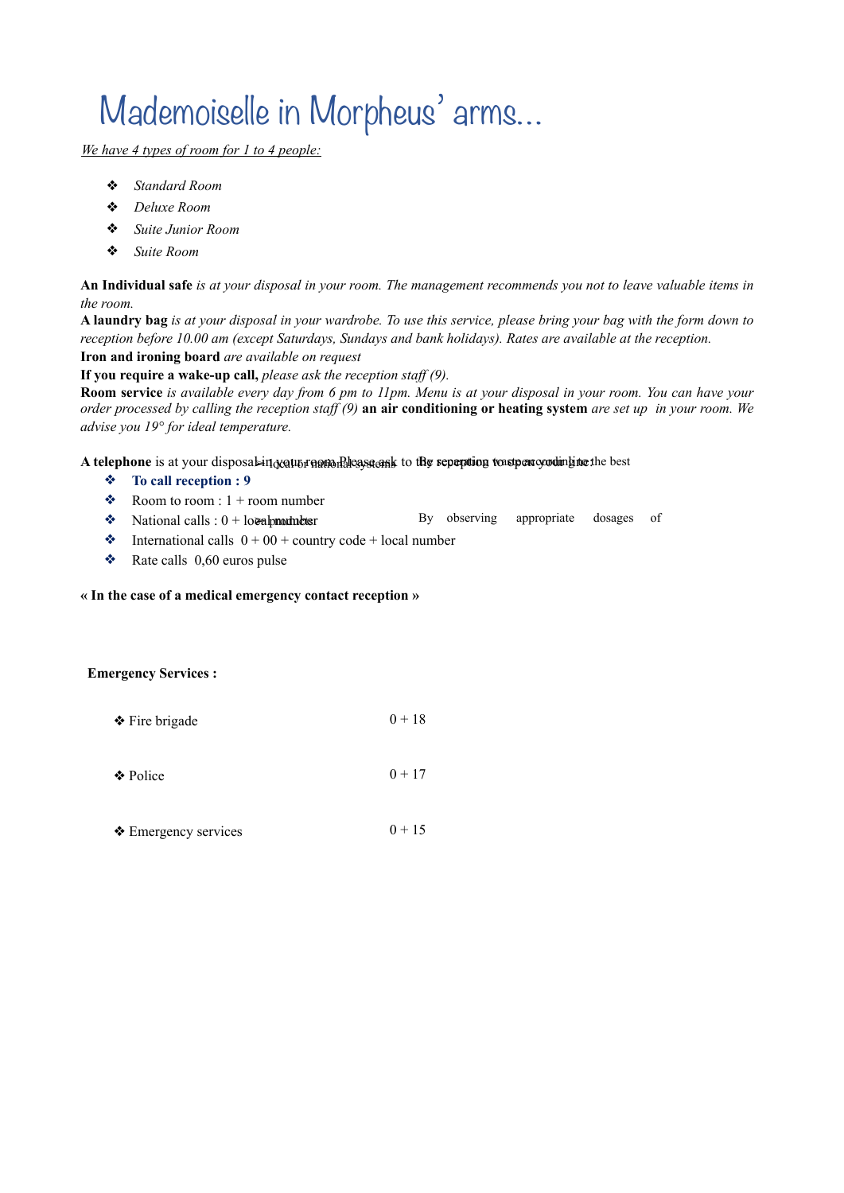# Mademoiselle in Morpheus' arms...

<u>*We have 4 types of room for 1 to 4 people:*</u>

- *Standard Room*
- *Deluxe Room*
- *Suite Junior Room*
- *Suite Room*

**An Individual safe** *is at your disposal in your room. The management recommends you not to leave valuable items in the room.*
**A laundry bag** *is at your disposal in your wardrobe. To use this service, please bring your bag with the form down to reception before 10.00 am (except Saturdays, Sundays and bank holidays). Rates are available at the reception.*
**Iron and ironing board** *are available on request*
**If you require a wake-up call,** *please ask the reception staff (9).*
**Room service** *is available every day from 6 pm to 11pm. Menu is at your disposal in your room. You can have your order processed by calling the reception staff (9)* **an air conditioning or heating system** *are set up in your room. We advise you 19° for ideal temperature.*

**A telephone** is at your disposal in your room. Please ask to the reception to open your line :

- **To call reception : 9**
- Room to room : 1 + room number
- National calls : 0 + local number
- International calls 0 + 00 + country code + local number
- Rate calls 0,60 euros pulse

**« In the case of a medical emergency contact reception »**

**Emergency Services :**

- Fire brigade 0 + 18
- Police 0 + 17
- Emergency services 0 + 15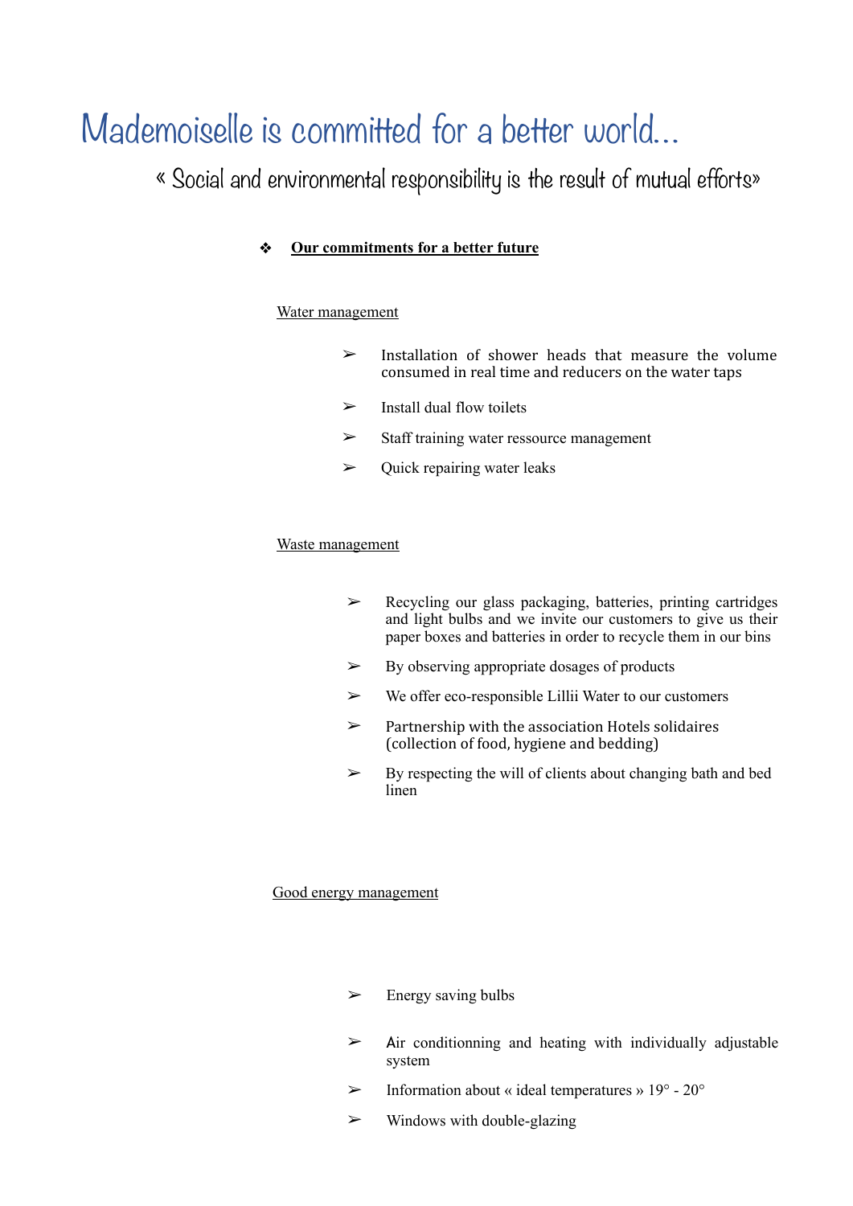# Mademoiselle is committed for a better world...

« Social and environmental responsibility is the result of mutual efforts»

❖ **Our commitments for a better future**

Water management

- Installation of shower heads that measure the volume consumed in real time and reducers on the water taps
- Install dual flow toilets
- Staff training water ressource management
- Quick repairing water leaks

Waste management

- Recycling our glass packaging, batteries, printing cartridges and light bulbs and we invite our customers to give us their paper boxes and batteries in order to recycle them in our bins
- By observing appropriate dosages of products
- We offer eco-responsible Lillii Water to our customers
- Partnership with the association Hotels solidaires (collection of food, hygiene and bedding)
- By respecting the will of clients about changing bath and bed linen

Good energy management

- Energy saving bulbs
- Air conditionning and heating with individually adjustable system
- Information about « ideal temperatures » 19° - 20°
- Windows with double-glazing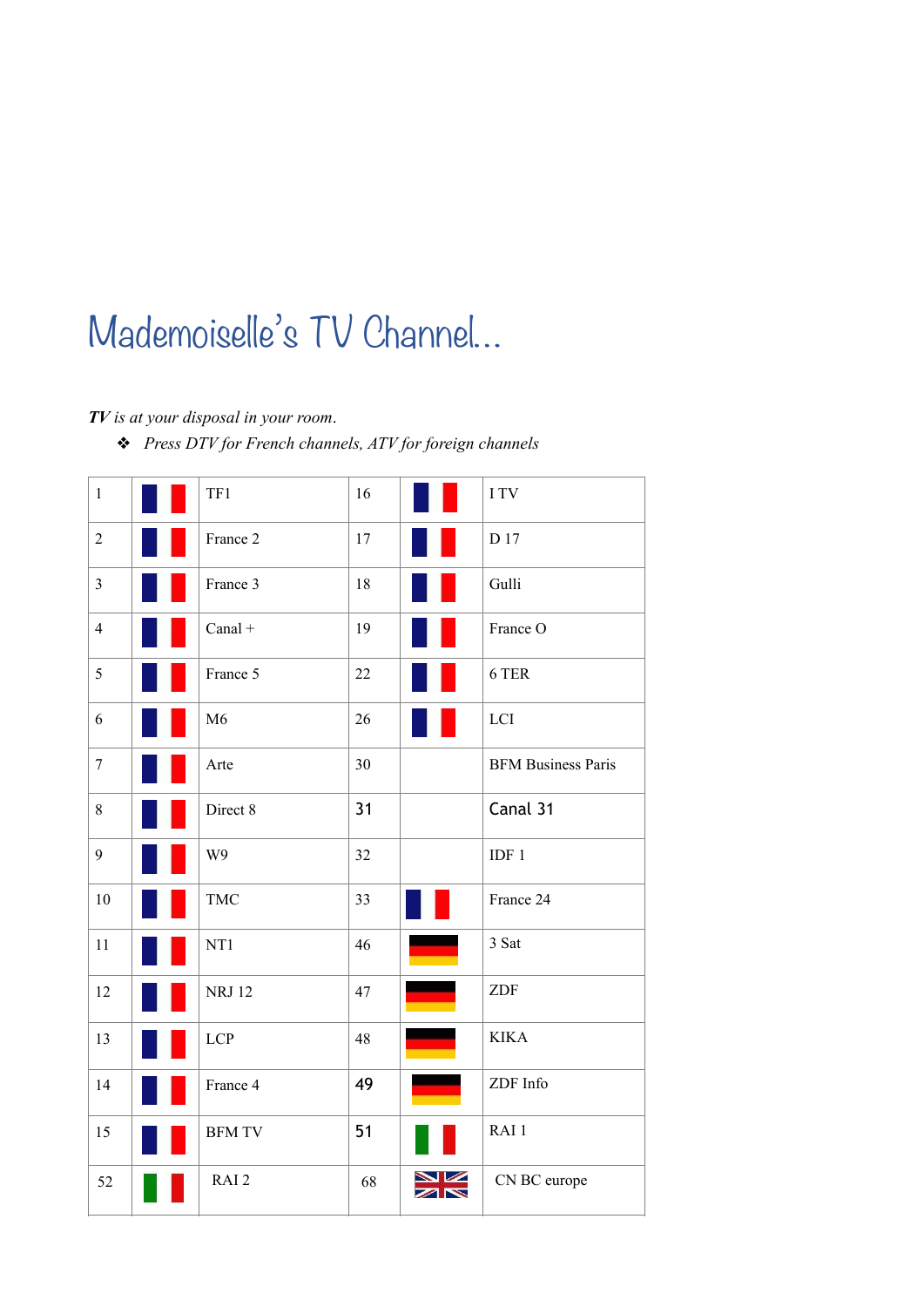# Mademoiselle's TV Channel...

***TV** is at your disposal in your room.*

- *Press DTV for French channels, ATV for foreign channels*

| | | | | | |
|---|---|---|---|---|---|
| 1 | | TF1 | 16 | | I TV |
| 2 | | France 2 | 17 | | D 17 |
| 3 | | France 3 | 18 | | Gulli |
| 4 | | Canal + | 19 | | France O |
| 5 | | France 5 | 22 | | 6 TER |
| 6 | | M6 | 26 | | LCI |
| 7 | | Arte | 30 | | BFM Business Paris |
| 8 | | Direct 8 | 31 | | Canal 31 |
| 9 | | W9 | 32 | | IDF 1 |
| 10 | | TMC | 33 | | France 24 |
| 11 | | NT1 | 46 | | 3 Sat |
| 12 | | NRJ 12 | 47 | | ZDF |
| 13 | | LCP | 48 | | KIKA |
| 14 | | France 4 | 49 | | ZDF Info |
| 15 | | BFM TV | 51 | | RAI 1 |
| 52 | | RAI 2 | 68 | | CN BC europe |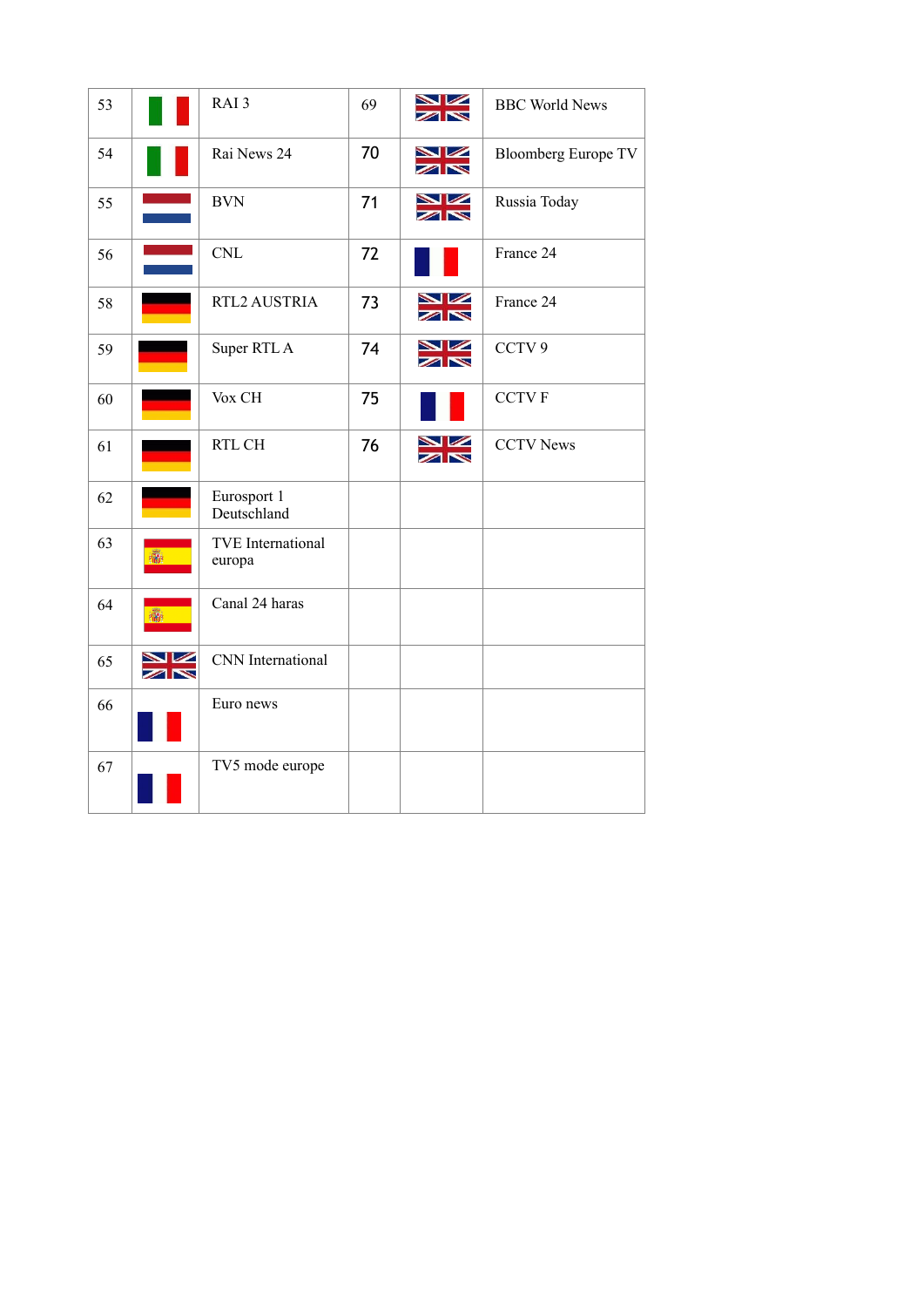| | | | | | |
|---|---|---|---|---|---|
| 53 | | RAI 3 | 69 | | BBC World News |
| 54 | | Rai News 24 | 70 | | Bloomberg Europe TV |
| 55 | | BVN | 71 | | Russia Today |
| 56 | | CNL | 72 | | France 24 |
| 58 | | RTL2 AUSTRIA | 73 | | France 24 |
| 59 | | Super RTL A | 74 | | CCTV 9 |
| 60 | | Vox CH | 75 | | CCTV F |
| 61 | | RTL CH | 76 | | CCTV News |
| 62 | | Eurosport 1 Deutschland | | | |
| 63 | | TVE International europa | | | |
| 64 | | Canal 24 haras | | | |
| 65 | | CNN International | | | |
| 66 | | Euro news | | | |
| 67 | | TV5 mode europe | | | |